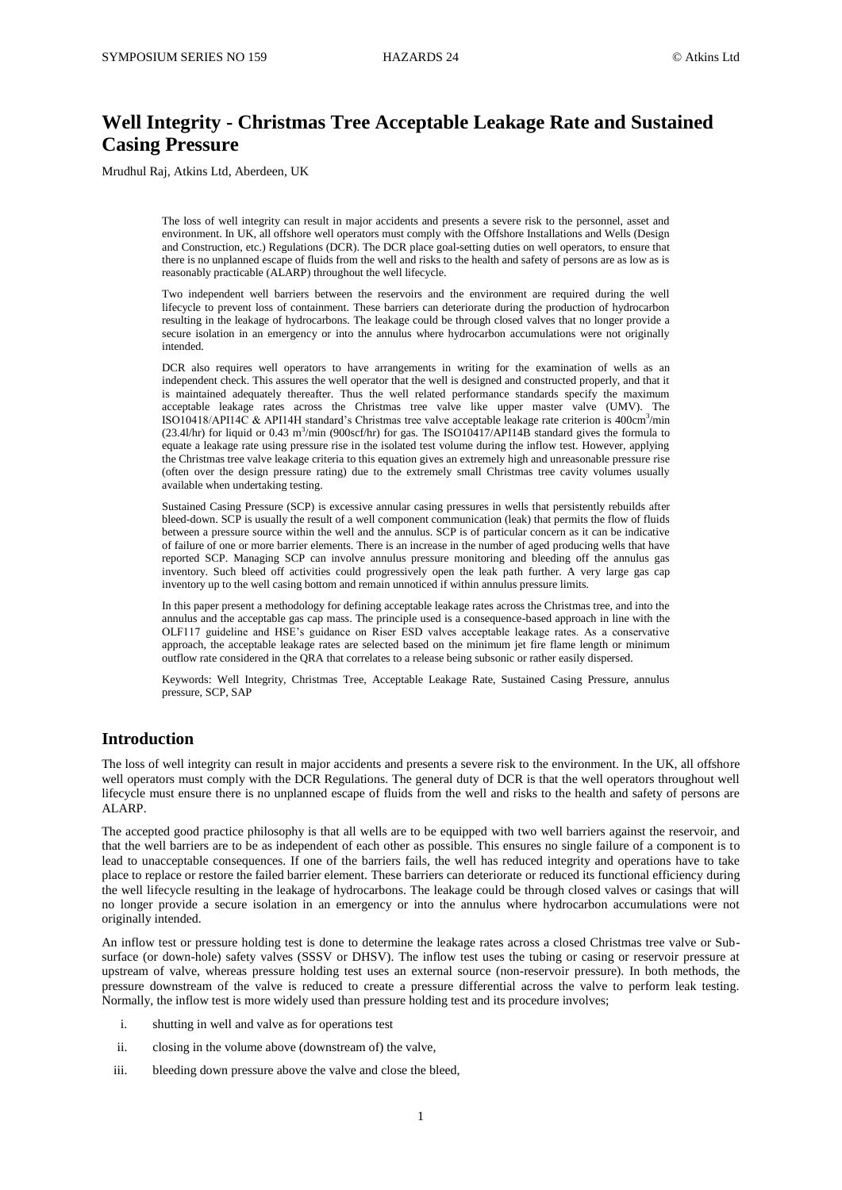# Well Integrity - Christmas Tree Acceptable Leakage Rate and Sustained Casing Pressure

Mrudhul Raj, Atkins Ltd, Aberdeen, UK

The loss of well integrity can result in major accidents and presents a severe risk to the personnel, asset and environment. In UK, all offshore well operators must comply with the Offshore Installations and Wells (Design and Construction, etc.) Regulations (DCR). The DCR place goal-setting duties on well operators, to ensure that there is no unplanned escape of fluids from the well and risks to the health and safety of persons are as low as is reasonably practicable (ALARP) throughout the well lifecycle.

Two independent well barriers between the reservoirs and the environment are required during the well lifecycle to prevent loss of containment. These barriers can deteriorate during the production of hydrocarbon resulting in the leakage of hydrocarbons. The leakage could be through closed valves that no longer provide a secure isolation in an emergency or into the annulus where hydrocarbon accumulations were not originally intended.

DCR also requires well operators to have arrangements in writing for the examination of wells as an independent check. This assures the well operator that the well is designed and constructed properly, and that it is maintained adequately thereafter. Thus the well related performance standards specify the maximum acceptable leakage rates across the Christmas tree valve like upper master valve (UMV). The ISO10418/API14C & API14H standard's Christmas tree valve acceptable leakage rate criterion is 400cm$^3$/min (23.4l/hr) for liquid or 0.43 m$^3$/min (900scf/hr) for gas. The ISO10417/API14B standard gives the formula to equate a leakage rate using pressure rise in the isolated test volume during the inflow test. However, applying the Christmas tree valve leakage criteria to this equation gives an extremely high and unreasonable pressure rise (often over the design pressure rating) due to the extremely small Christmas tree cavity volumes usually available when undertaking testing.

Sustained Casing Pressure (SCP) is excessive annular casing pressures in wells that persistently rebuilds after bleed-down. SCP is usually the result of a well component communication (leak) that permits the flow of fluids between a pressure source within the well and the annulus. SCP is of particular concern as it can be indicative of failure of one or more barrier elements. There is an increase in the number of aged producing wells that have reported SCP. Managing SCP can involve annulus pressure monitoring and bleeding off the annulus gas inventory. Such bleed off activities could progressively open the leak path further. A very large gas cap inventory up to the well casing bottom and remain unnoticed if within annulus pressure limits.

In this paper present a methodology for defining acceptable leakage rates across the Christmas tree, and into the annulus and the acceptable gas cap mass. The principle used is a consequence-based approach in line with the OLF117 guideline and HSE's guidance on Riser ESD valves acceptable leakage rates. As a conservative approach, the acceptable leakage rates are selected based on the minimum jet fire flame length or minimum outflow rate considered in the QRA that correlates to a release being subsonic or rather easily dispersed.

Keywords: Well Integrity, Christmas Tree, Acceptable Leakage Rate, Sustained Casing Pressure, annulus pressure, SCP, SAP

## Introduction

The loss of well integrity can result in major accidents and presents a severe risk to the environment. In the UK, all offshore well operators must comply with the DCR Regulations. The general duty of DCR is that the well operators throughout well lifecycle must ensure there is no unplanned escape of fluids from the well and risks to the health and safety of persons are ALARP.

The accepted good practice philosophy is that all wells are to be equipped with two well barriers against the reservoir, and that the well barriers are to be as independent of each other as possible. This ensures no single failure of a component is to lead to unacceptable consequences. If one of the barriers fails, the well has reduced integrity and operations have to take place to replace or restore the failed barrier element. These barriers can deteriorate or reduced its functional efficiency during the well lifecycle resulting in the leakage of hydrocarbons. The leakage could be through closed valves or casings that will no longer provide a secure isolation in an emergency or into the annulus where hydrocarbon accumulations were not originally intended.

An inflow test or pressure holding test is done to determine the leakage rates across a closed Christmas tree valve or Sub-surface (or down-hole) safety valves (SSSV or DHSV). The inflow test uses the tubing or casing or reservoir pressure at upstream of valve, whereas pressure holding test uses an external source (non-reservoir pressure). In both methods, the pressure downstream of the valve is reduced to create a pressure differential across the valve to perform leak testing. Normally, the inflow test is more widely used than pressure holding test and its procedure involves;

i. shutting in well and valve as for operations test

ii. closing in the volume above (downstream of) the valve,

iii. bleeding down pressure above the valve and close the bleed,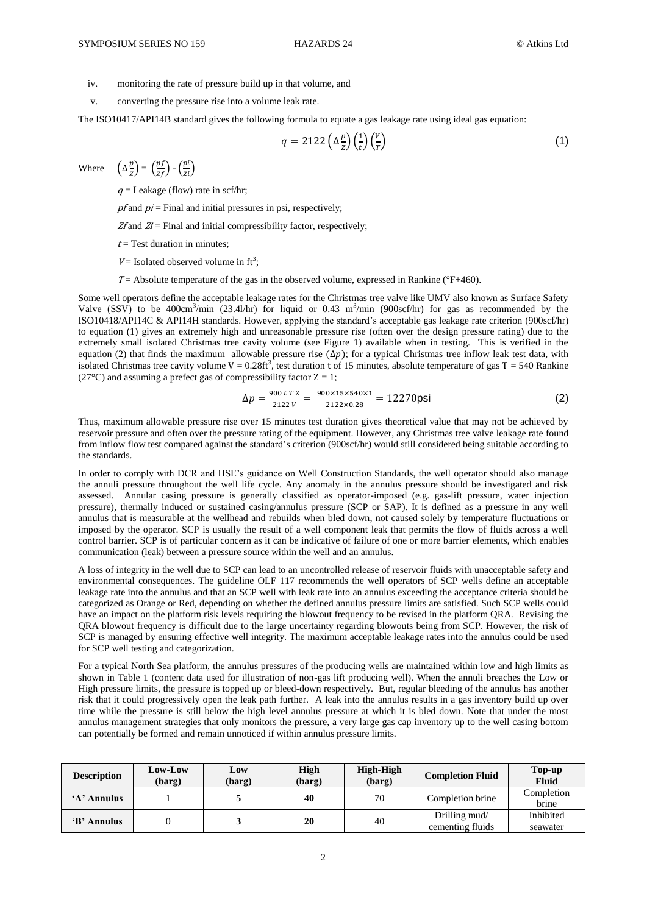iv. monitoring the rate of pressure build up in that volume, and

v. converting the pressure rise into a volume leak rate.

The ISO10417/API14B standard gives the following formula to equate a gas leakage rate using ideal gas equation:

$$q = 2122\left(\Delta\frac{p}{Z}\right)\left(\frac{1}{t}\right)\left(\frac{V}{T}\right) \quad (1)$$

Where $\left(\Delta\frac{p}{Z}\right) = \left(\frac{pf}{Zf}\right) - \left(\frac{pi}{Zi}\right)$

$q$ = Leakage (flow) rate in scf/hr;

$pf$ and $pi$ = Final and initial pressures in psi, respectively;

$Zf$ and $Zi$ = Final and initial compressibility factor, respectively;

$t$ = Test duration in minutes;

$V$ = Isolated observed volume in $ft^3$;

$T$ = Absolute temperature of the gas in the observed volume, expressed in Rankine (°F+460).

Some well operators define the acceptable leakage rates for the Christmas tree valve like UMV also known as Surface Safety Valve (SSV) to be $400cm^3/min$ (23.4l/hr) for liquid or $0.43\ m^3/min$ (900scf/hr) for gas as recommended by the ISO10418/API14C & API14H standards. However, applying the standard's acceptable gas leakage rate criterion (900scf/hr) to equation (1) gives an extremely high and unreasonable pressure rise (often over the design pressure rating) due to the extremely small isolated Christmas tree cavity volume (see Figure 1) available when in testing. This is verified in the equation (2) that finds the maximum allowable pressure rise ($\Delta p$); for a typical Christmas tree inflow leak test data, with isolated Christmas tree cavity volume $V = 0.28ft^3$, test duration $t$ of 15 minutes, absolute temperature of gas $T = 540$ Rankine (27°C) and assuming a prefect gas of compressibility factor $Z = 1$;

$$\Delta p = \frac{900\ t\ T\ Z}{2122\ V} = \frac{900\times15\times540\times1}{2122\times0.28} = 12270\text{psi} \quad (2)$$

Thus, maximum allowable pressure rise over 15 minutes test duration gives theoretical value that may not be achieved by reservoir pressure and often over the pressure rating of the equipment. However, any Christmas tree valve leakage rate found from inflow flow test compared against the standard's criterion (900scf/hr) would still considered being suitable according to the standards.

In order to comply with DCR and HSE's guidance on Well Construction Standards, the well operator should also manage the annuli pressure throughout the well life cycle. Any anomaly in the annulus pressure should be investigated and risk assessed. Annular casing pressure is generally classified as operator-imposed (e.g. gas-lift pressure, water injection pressure), thermally induced or sustained casing/annulus pressure (SCP or SAP). It is defined as a pressure in any well annulus that is measurable at the wellhead and rebuilds when bled down, not caused solely by temperature fluctuations or imposed by the operator. SCP is usually the result of a well component leak that permits the flow of fluids across a well control barrier. SCP is of particular concern as it can be indicative of failure of one or more barrier elements, which enables communication (leak) between a pressure source within the well and an annulus.

A loss of integrity in the well due to SCP can lead to an uncontrolled release of reservoir fluids with unacceptable safety and environmental consequences. The guideline OLF 117 recommends the well operators of SCP wells define an acceptable leakage rate into the annulus and that an SCP well with leak rate into an annulus exceeding the acceptance criteria should be categorized as Orange or Red, depending on whether the defined annulus pressure limits are satisfied. Such SCP wells could have an impact on the platform risk levels requiring the blowout frequency to be revised in the platform QRA. Revising the QRA blowout frequency is difficult due to the large uncertainty regarding blowouts being from SCP. However, the risk of SCP is managed by ensuring effective well integrity. The maximum acceptable leakage rates into the annulus could be used for SCP well testing and categorization.

For a typical North Sea platform, the annulus pressures of the producing wells are maintained within low and high limits as shown in Table 1 (content data used for illustration of non-gas lift producing well). When the annuli breaches the Low or High pressure limits, the pressure is topped up or bleed-down respectively. But, regular bleeding of the annulus has another risk that it could progressively open the leak path further. A leak into the annulus results in a gas inventory build up over time while the pressure is still below the high level annulus pressure at which it is bled down. Note that under the most annulus management strategies that only monitors the pressure, a very large gas cap inventory up to the well casing bottom can potentially be formed and remain unnoticed if within annulus pressure limits.

| Description | Low-Low (barg) | Low (barg) | High (barg) | High-High (barg) | Completion Fluid | Top-up Fluid |
|---|---|---|---|---|---|---|
| **'A' Annulus** | 1 | **5** | **40** | 70 | Completion brine | Completion brine |
| **'B' Annulus** | 0 | **3** | **20** | 40 | Drilling mud/ cementing fluids | Inhibited seawater |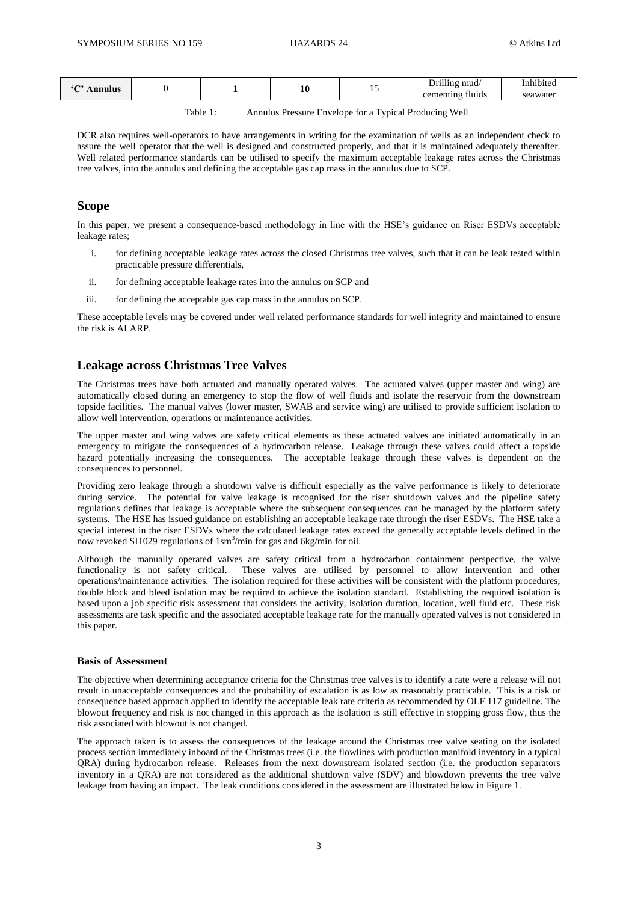| 'C' Annulus | 0 | **1** | **10** | 15 | Drilling mud/ cementing fluids | Inhibited seawater |
|---|---|---|---|---|---|---|

Table 1: Annulus Pressure Envelope for a Typical Producing Well

DCR also requires well-operators to have arrangements in writing for the examination of wells as an independent check to assure the well operator that the well is designed and constructed properly, and that it is maintained adequately thereafter. Well related performance standards can be utilised to specify the maximum acceptable leakage rates across the Christmas tree valves, into the annulus and defining the acceptable gas cap mass in the annulus due to SCP.

## Scope

In this paper, we present a consequence-based methodology in line with the HSE's guidance on Riser ESDVs acceptable leakage rates;

i. for defining acceptable leakage rates across the closed Christmas tree valves, such that it can be leak tested within practicable pressure differentials,

ii. for defining acceptable leakage rates into the annulus on SCP and

iii. for defining the acceptable gas cap mass in the annulus on SCP.

These acceptable levels may be covered under well related performance standards for well integrity and maintained to ensure the risk is ALARP.

## Leakage across Christmas Tree Valves

The Christmas trees have both actuated and manually operated valves. The actuated valves (upper master and wing) are automatically closed during an emergency to stop the flow of well fluids and isolate the reservoir from the downstream topside facilities. The manual valves (lower master, SWAB and service wing) are utilised to provide sufficient isolation to allow well intervention, operations or maintenance activities.

The upper master and wing valves are safety critical elements as these actuated valves are initiated automatically in an emergency to mitigate the consequences of a hydrocarbon release. Leakage through these valves could affect a topside hazard potentially increasing the consequences. The acceptable leakage through these valves is dependent on the consequences to personnel.

Providing zero leakage through a shutdown valve is difficult especially as the valve performance is likely to deteriorate during service. The potential for valve leakage is recognised for the riser shutdown valves and the pipeline safety regulations defines that leakage is acceptable where the subsequent consequences can be managed by the platform safety systems. The HSE has issued guidance on establishing an acceptable leakage rate through the riser ESDVs. The HSE take a special interest in the riser ESDVs where the calculated leakage rates exceed the generally acceptable levels defined in the now revoked SI1029 regulations of 1sm$^3$/min for gas and 6kg/min for oil.

Although the manually operated valves are safety critical from a hydrocarbon containment perspective, the valve functionality is not safety critical. These valves are utilised by personnel to allow intervention and other operations/maintenance activities. The isolation required for these activities will be consistent with the platform procedures; double block and bleed isolation may be required to achieve the isolation standard. Establishing the required isolation is based upon a job specific risk assessment that considers the activity, isolation duration, location, well fluid etc. These risk assessments are task specific and the associated acceptable leakage rate for the manually operated valves is not considered in this paper.

#### Basis of Assessment

The objective when determining acceptance criteria for the Christmas tree valves is to identify a rate were a release will not result in unacceptable consequences and the probability of escalation is as low as reasonably practicable. This is a risk or consequence based approach applied to identify the acceptable leak rate criteria as recommended by OLF 117 guideline. The blowout frequency and risk is not changed in this approach as the isolation is still effective in stopping gross flow, thus the risk associated with blowout is not changed.

The approach taken is to assess the consequences of the leakage around the Christmas tree valve seating on the isolated process section immediately inboard of the Christmas trees (i.e. the flowlines with production manifold inventory in a typical QRA) during hydrocarbon release. Releases from the next downstream isolated section (i.e. the production separators inventory in a QRA) are not considered as the additional shutdown valve (SDV) and blowdown prevents the tree valve leakage from having an impact. The leak conditions considered in the assessment are illustrated below in Figure 1.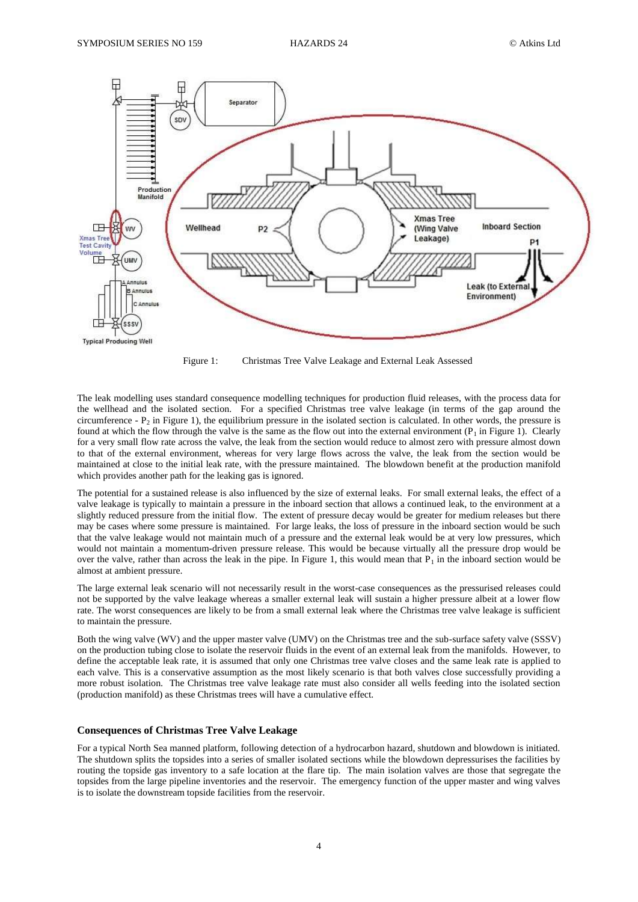Figure 1: Christmas Tree Valve Leakage and External Leak Assessed

The leak modelling uses standard consequence modelling techniques for production fluid releases, with the process data for the wellhead and the isolated section. For a specified Christmas tree valve leakage (in terms of the gap around the circumference - $P_2$ in Figure 1), the equilibrium pressure in the isolated section is calculated. In other words, the pressure is found at which the flow through the valve is the same as the flow out into the external environment ($P_1$ in Figure 1). Clearly for a very small flow rate across the valve, the leak from the section would reduce to almost zero with pressure almost down to that of the external environment, whereas for very large flows across the valve, the leak from the section would be maintained at close to the initial leak rate, with the pressure maintained. The blowdown benefit at the production manifold which provides another path for the leaking gas is ignored.

The potential for a sustained release is also influenced by the size of external leaks. For small external leaks, the effect of a valve leakage is typically to maintain a pressure in the inboard section that allows a continued leak, to the environment at a slightly reduced pressure from the initial flow. The extent of pressure decay would be greater for medium releases but there may be cases where some pressure is maintained. For large leaks, the loss of pressure in the inboard section would be such that the valve leakage would not maintain much of a pressure and the external leak would be at very low pressures, which would not maintain a momentum-driven pressure release. This would be because virtually all the pressure drop would be over the valve, rather than across the leak in the pipe. In Figure 1, this would mean that $P_1$ in the inboard section would be almost at ambient pressure.

The large external leak scenario will not necessarily result in the worst-case consequences as the pressurised releases could not be supported by the valve leakage whereas a smaller external leak will sustain a higher pressure albeit at a lower flow rate. The worst consequences are likely to be from a small external leak where the Christmas tree valve leakage is sufficient to maintain the pressure.

Both the wing valve (WV) and the upper master valve (UMV) on the Christmas tree and the sub-surface safety valve (SSSV) on the production tubing close to isolate the reservoir fluids in the event of an external leak from the manifolds. However, to define the acceptable leak rate, it is assumed that only one Christmas tree valve closes and the same leak rate is applied to each valve. This is a conservative assumption as the most likely scenario is that both valves close successfully providing a more robust isolation. The Christmas tree valve leakage rate must also consider all wells feeding into the isolated section (production manifold) as these Christmas trees will have a cumulative effect.

## Consequences of Christmas Tree Valve Leakage

For a typical North Sea manned platform, following detection of a hydrocarbon hazard, shutdown and blowdown is initiated. The shutdown splits the topsides into a series of smaller isolated sections while the blowdown depressurises the facilities by routing the topside gas inventory to a safe location at the flare tip. The main isolation valves are those that segregate the topsides from the large pipeline inventories and the reservoir. The emergency function of the upper master and wing valves is to isolate the downstream topside facilities from the reservoir.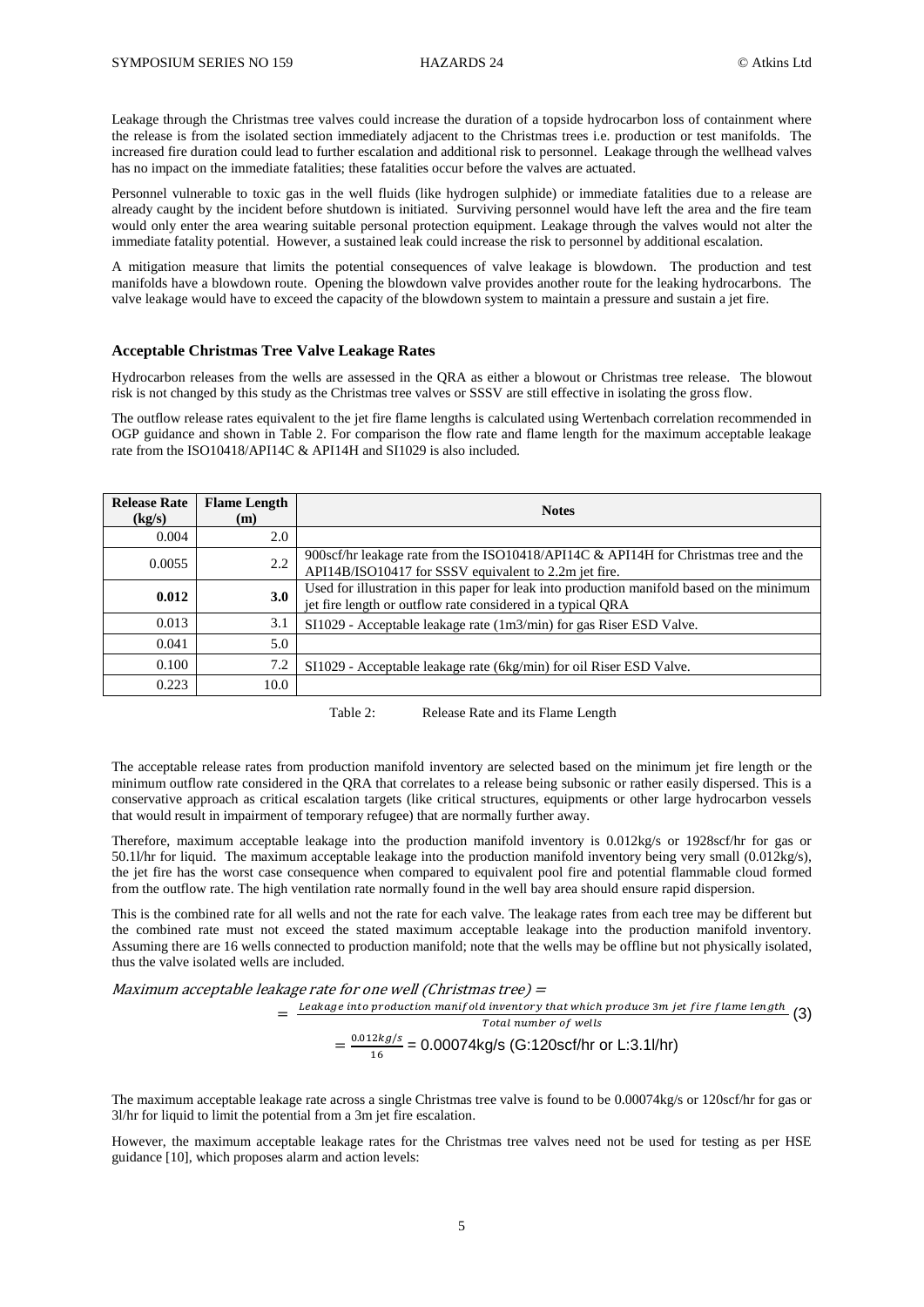Leakage through the Christmas tree valves could increase the duration of a topside hydrocarbon loss of containment where the release is from the isolated section immediately adjacent to the Christmas trees i.e. production or test manifolds. The increased fire duration could lead to further escalation and additional risk to personnel. Leakage through the wellhead valves has no impact on the immediate fatalities; these fatalities occur before the valves are actuated.

Personnel vulnerable to toxic gas in the well fluids (like hydrogen sulphide) or immediate fatalities due to a release are already caught by the incident before shutdown is initiated. Surviving personnel would have left the area and the fire team would only enter the area wearing suitable personal protection equipment. Leakage through the valves would not alter the immediate fatality potential. However, a sustained leak could increase the risk to personnel by additional escalation.

A mitigation measure that limits the potential consequences of valve leakage is blowdown. The production and test manifolds have a blowdown route. Opening the blowdown valve provides another route for the leaking hydrocarbons. The valve leakage would have to exceed the capacity of the blowdown system to maintain a pressure and sustain a jet fire.

### Acceptable Christmas Tree Valve Leakage Rates

Hydrocarbon releases from the wells are assessed in the QRA as either a blowout or Christmas tree release. The blowout risk is not changed by this study as the Christmas tree valves or SSSV are still effective in isolating the gross flow.

The outflow release rates equivalent to the jet fire flame lengths is calculated using Wertenbach correlation recommended in OGP guidance and shown in Table 2. For comparison the flow rate and flame length for the maximum acceptable leakage rate from the ISO10418/API14C & API14H and SI1029 is also included.

| Release Rate (kg/s) | Flame Length (m) | Notes |
|---|---|---|
| 0.004 | 2.0 | |
| 0.0055 | 2.2 | 900scf/hr leakage rate from the ISO10418/API14C & API14H for Christmas tree and the API14B/ISO10417 for SSSV equivalent to 2.2m jet fire. |
| **0.012** | **3.0** | Used for illustration in this paper for leak into production manifold based on the minimum jet fire length or outflow rate considered in a typical QRA |
| 0.013 | 3.1 | SI1029 - Acceptable leakage rate (1m3/min) for gas Riser ESD Valve. |
| 0.041 | 5.0 | |
| 0.100 | 7.2 | SI1029 - Acceptable leakage rate (6kg/min) for oil Riser ESD Valve. |
| 0.223 | 10.0 | |

Table 2: Release Rate and its Flame Length

The acceptable release rates from production manifold inventory are selected based on the minimum jet fire length or the minimum outflow rate considered in the QRA that correlates to a release being subsonic or rather easily dispersed. This is a conservative approach as critical escalation targets (like critical structures, equipments or other large hydrocarbon vessels that would result in impairment of temporary refugee) that are normally further away.

Therefore, maximum acceptable leakage into the production manifold inventory is 0.012kg/s or 1928scf/hr for gas or 50.1l/hr for liquid. The maximum acceptable leakage into the production manifold inventory being very small (0.012kg/s), the jet fire has the worst case consequence when compared to equivalent pool fire and potential flammable cloud formed from the outflow rate. The high ventilation rate normally found in the well bay area should ensure rapid dispersion.

This is the combined rate for all wells and not the rate for each valve. The leakage rates from each tree may be different but the combined rate must not exceed the stated maximum acceptable leakage into the production manifold inventory. Assuming there are 16 wells connected to production manifold; note that the wells may be offline but not physically isolated, thus the valve isolated wells are included.

*Maximum acceptable leakage rate for one well (Christmas tree) =*

$$= \frac{\textit{Leakage into production manifold inventory that which produce 3m jet fire flame length}}{\textit{Total number of wells}} \quad (3)$$

$$= \frac{0.012 kg/s}{16} = 0.00074\text{kg/s (G:120scf/hr or L:3.1l/hr)}$$

The maximum acceptable leakage rate across a single Christmas tree valve is found to be 0.00074kg/s or 120scf/hr for gas or 3l/hr for liquid to limit the potential from a 3m jet fire escalation.

However, the maximum acceptable leakage rates for the Christmas tree valves need not be used for testing as per HSE guidance [10], which proposes alarm and action levels: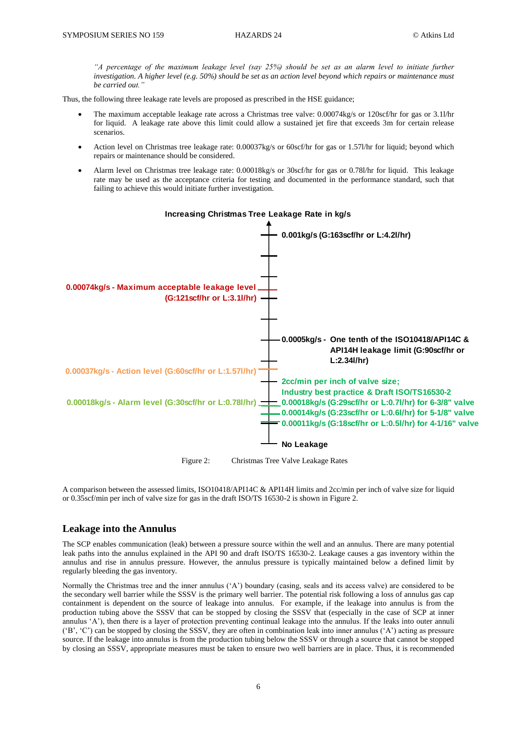*"A percentage of the maximum leakage level (say 25%) should be set as an alarm level to initiate further investigation. A higher level (e.g. 50%) should be set as an action level beyond which repairs or maintenance must be carried out."*

Thus, the following three leakage rate levels are proposed as prescribed in the HSE guidance;

- The maximum acceptable leakage rate across a Christmas tree valve: 0.00074kg/s or 120scf/hr for gas or 3.1l/hr for liquid. A leakage rate above this limit could allow a sustained jet fire that exceeds 3m for certain release scenarios.
- Action level on Christmas tree leakage rate: 0.00037kg/s or 60scf/hr for gas or 1.57l/hr for liquid; beyond which repairs or maintenance should be considered.
- Alarm level on Christmas tree leakage rate: 0.00018kg/s or 30scf/hr for gas or 0.78l/hr for liquid. This leakage rate may be used as the acceptance criteria for testing and documented in the performance standard, such that failing to achieve this would initiate further investigation.

**Increasing Christmas Tree Leakage Rate in kg/s**

- 0.001kg/s (G:163scf/hr or L:4.2l/hr)
- 0.00074kg/s - Maximum acceptable leakage level (G:121scf/hr or L:3.1l/hr)
- 0.0005kg/s - One tenth of the ISO10418/API14C & API14H leakage limit (G:90scf/hr or L:2.34l/hr)
- 0.00037kg/s - Action level (G:60scf/hr or L:1.57l/hr)
- 0.00018kg/s - Alarm level (G:30scf/hr or L:0.78l/hr)
- 2cc/min per inch of valve size; Industry best practice & Draft ISO/TS16530-2
  - 0.00018kg/s (G:29scf/hr or L:0.7l/hr) for 6-3/8" valve
  - 0.00014kg/s (G:23scf/hr or L:0.6l/hr) for 5-1/8" valve
  - 0.00011kg/s (G:18scf/hr or L:0.5l/hr) for 4-1/16" valve
- No Leakage

Figure 2: Christmas Tree Valve Leakage Rates

A comparison between the assessed limits, ISO10418/API14C & API14H limits and 2cc/min per inch of valve size for liquid or 0.35scf/min per inch of valve size for gas in the draft ISO/TS 16530-2 is shown in Figure 2.

## Leakage into the Annulus

The SCP enables communication (leak) between a pressure source within the well and an annulus. There are many potential leak paths into the annulus explained in the API 90 and draft ISO/TS 16530-2. Leakage causes a gas inventory within the annulus and rise in annulus pressure. However, the annulus pressure is typically maintained below a defined limit by regularly bleeding the gas inventory.

Normally the Christmas tree and the inner annulus ('A') boundary (casing, seals and its access valve) are considered to be the secondary well barrier while the SSSV is the primary well barrier. The potential risk following a loss of annulus gas cap containment is dependent on the source of leakage into annulus. For example, if the leakage into annulus is from the production tubing above the SSSV that can be stopped by closing the SSSV that (especially in the case of SCP at inner annulus 'A'), then there is a layer of protection preventing continual leakage into the annulus. If the leaks into outer annuli ('B', 'C') can be stopped by closing the SSSV, they are often in combination leak into inner annulus ('A') acting as pressure source. If the leakage into annulus is from the production tubing below the SSSV or through a source that cannot be stopped by closing an SSSV, appropriate measures must be taken to ensure two well barriers are in place. Thus, it is recommended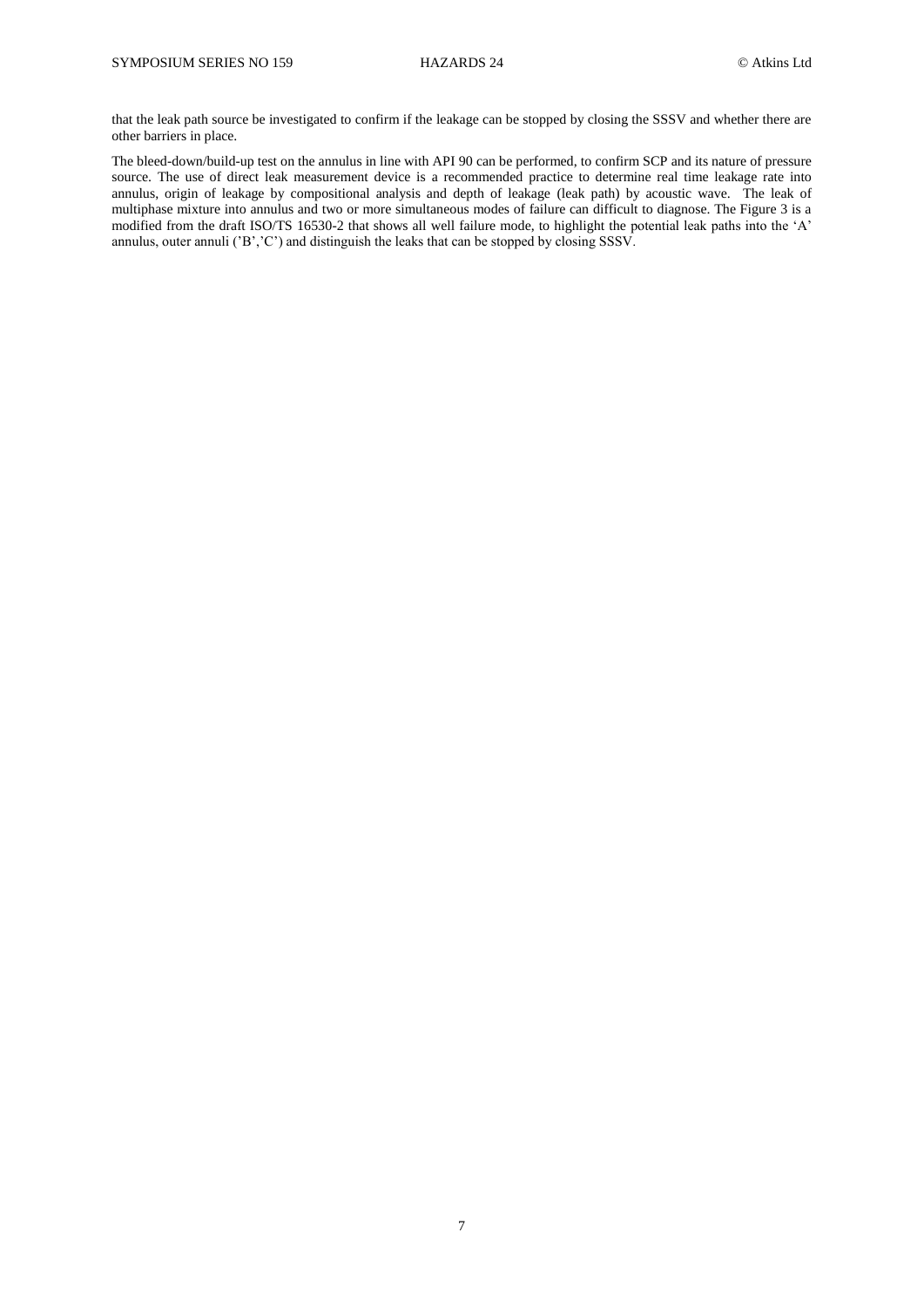that the leak path source be investigated to confirm if the leakage can be stopped by closing the SSSV and whether there are other barriers in place.

The bleed-down/build-up test on the annulus in line with API 90 can be performed, to confirm SCP and its nature of pressure source. The use of direct leak measurement device is a recommended practice to determine real time leakage rate into annulus, origin of leakage by compositional analysis and depth of leakage (leak path) by acoustic wave. The leak of multiphase mixture into annulus and two or more simultaneous modes of failure can difficult to diagnose. The Figure 3 is a modified from the draft ISO/TS 16530-2 that shows all well failure mode, to highlight the potential leak paths into the 'A' annulus, outer annuli ('B','C') and distinguish the leaks that can be stopped by closing SSSV.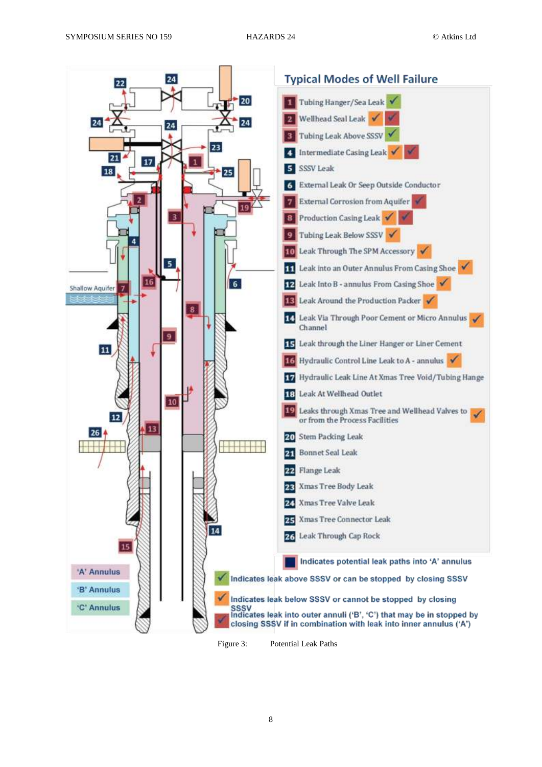## Typical Modes of Well Failure

| No. | Mode | ✓ (green) | ✓ (orange) | ✓ (red) |
|---|---|---|---|---|
| 1 | Tubing Hanger/Sea Leak | ✓ | | |
| 2 | Wellhead Seal Leak | | ✓ | ✓ |
| 3 | Tubing Leak Above SSSV | ✓ | | |
| 4 | Intermediate Casing Leak | | ✓ | ✓ |
| 5 | SSSV Leak | | | |
| 6 | External Leak Or Seep Outside Conductor | | | |
| 7 | External Corrosion from Aquifer | | | ✓ |
| 8 | Production Casing Leak | | ✓ | ✓ |
| 9 | Tubing Leak Below SSSV | | ✓ | |
| 10 | Leak Through The SPM Accessory | | ✓ | |
| 11 | Leak into an Outer Annulus From Casing Shoe | | ✓ | |
| 12 | Leak Into B - annulus From Casing Shoe | | ✓ | |
| 13 | Leak Around the Production Packer | | ✓ | |
| 14 | Leak Via Through Poor Cement or Micro Annulus Channel | | ✓ | |
| 15 | Leak through the Liner Hanger or Liner Cement | | | |
| 16 | Hydraulic Control Line Leak to A - annulus | | ✓ | |
| 17 | Hydraulic Leak Line At Xmas Tree Void/Tubing Hange | | | |
| 18 | Leak At Wellhead Outlet | | | |
| 19 | Leaks through Xmas Tree and Wellhead Valves to or from the Process Facilities | | ✓ | |
| 20 | Stem Packing Leak | | | |
| 21 | Bonnet Seal Leak | | | |
| 22 | Flange Leak | | | |
| 23 | Xmas Tree Body Leak | | | |
| 24 | Xmas Tree Valve Leak | | | |
| 25 | Xmas Tree Connector Leak | | | |
| 26 | Leak Through Cap Rock | | | |

- Indicates potential leak paths into 'A' annulus
- ✓ (green) Indicates leak above SSSV or can be stopped by closing SSSV
- ✓ (orange) Indicates leak below SSSV or cannot be stopped by closing SSSV
- ✓ (red) Indicates leak into outer annuli ('B', 'C') that may be in stopped by closing SSSV if in combination with leak into inner annulus ('A')

'A' Annulus

'B' Annulus

'C' Annulus

Shallow Aquifer

Figure 3: Potential Leak Paths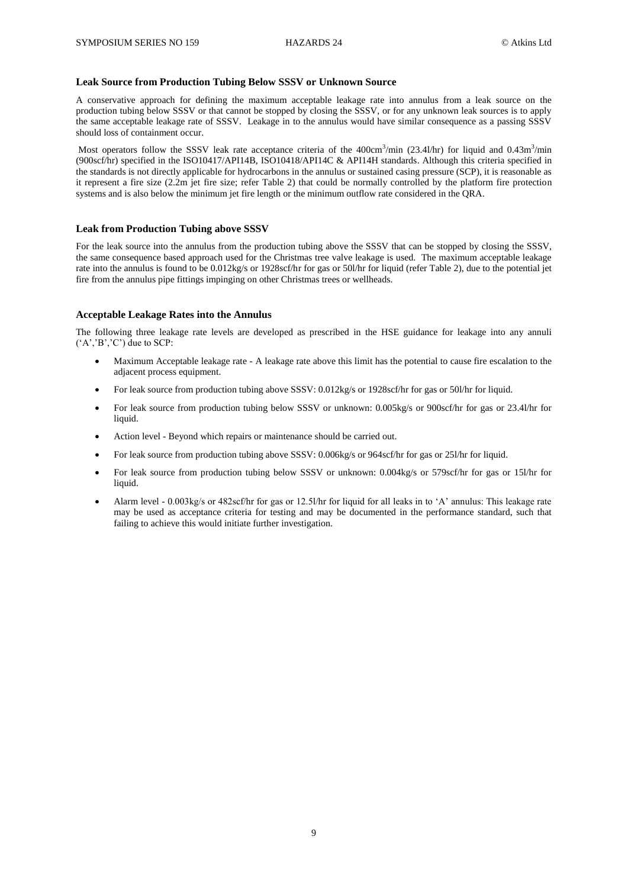### Leak Source from Production Tubing Below SSSV or Unknown Source

A conservative approach for defining the maximum acceptable leakage rate into annulus from a leak source on the production tubing below SSSV or that cannot be stopped by closing the SSSV, or for any unknown leak sources is to apply the same acceptable leakage rate of SSSV. Leakage in to the annulus would have similar consequence as a passing SSSV should loss of containment occur.

Most operators follow the SSSV leak rate acceptance criteria of the 400cm$^3$/min (23.4l/hr) for liquid and 0.43m$^3$/min (900scf/hr) specified in the ISO10417/API14B, ISO10418/API14C & API14H standards. Although this criteria specified in the standards is not directly applicable for hydrocarbons in the annulus or sustained casing pressure (SCP), it is reasonable as it represent a fire size (2.2m jet fire size; refer Table 2) that could be normally controlled by the platform fire protection systems and is also below the minimum jet fire length or the minimum outflow rate considered in the QRA.

### Leak from Production Tubing above SSSV

For the leak source into the annulus from the production tubing above the SSSV that can be stopped by closing the SSSV, the same consequence based approach used for the Christmas tree valve leakage is used. The maximum acceptable leakage rate into the annulus is found to be 0.012kg/s or 1928scf/hr for gas or 50l/hr for liquid (refer Table 2), due to the potential jet fire from the annulus pipe fittings impinging on other Christmas trees or wellheads.

### Acceptable Leakage Rates into the Annulus

The following three leakage rate levels are developed as prescribed in the HSE guidance for leakage into any annuli ('A','B','C') due to SCP:

- Maximum Acceptable leakage rate - A leakage rate above this limit has the potential to cause fire escalation to the adjacent process equipment.
- For leak source from production tubing above SSSV: 0.012kg/s or 1928scf/hr for gas or 50l/hr for liquid.
- For leak source from production tubing below SSSV or unknown: 0.005kg/s or 900scf/hr for gas or 23.4l/hr for liquid.
- Action level - Beyond which repairs or maintenance should be carried out.
- For leak source from production tubing above SSSV: 0.006kg/s or 964scf/hr for gas or 25l/hr for liquid.
- For leak source from production tubing below SSSV or unknown: 0.004kg/s or 579scf/hr for gas or 15l/hr for liquid.
- Alarm level - 0.003kg/s or 482scf/hr for gas or 12.5l/hr for liquid for all leaks in to 'A' annulus: This leakage rate may be used as acceptance criteria for testing and may be documented in the performance standard, such that failing to achieve this would initiate further investigation.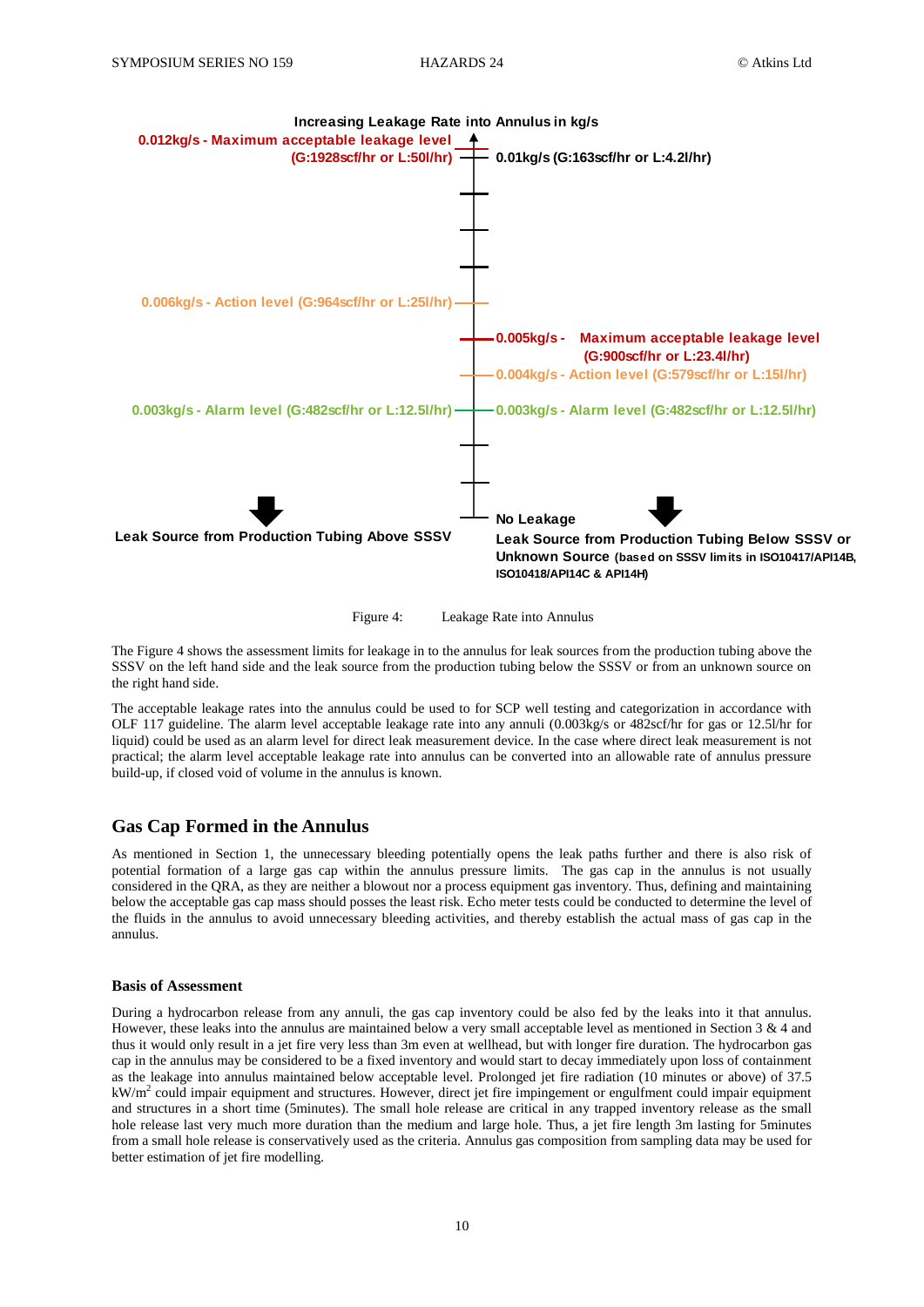Increasing Leakage Rate into Annulus in kg/s

0.012kg/s - Maximum acceptable leakage level (G:1928scf/hr or L:50l/hr)

0.01kg/s (G:163scf/hr or L:4.2l/hr)

0.006kg/s - Action level (G:964scf/hr or L:25l/hr)

0.005kg/s - Maximum acceptable leakage level (G:900scf/hr or L:23.4l/hr)

0.004kg/s - Action level (G:579scf/hr or L:15l/hr)

0.003kg/s - Alarm level (G:482scf/hr or L:12.5l/hr)

0.003kg/s - Alarm level (G:482scf/hr or L:12.5l/hr)

No Leakage

Leak Source from Production Tubing Above SSSV

Leak Source from Production Tubing Below SSSV or Unknown Source (based on SSSV limits in ISO10417/API14B, ISO10418/API14C & API14H)

Figure 4: Leakage Rate into Annulus

The Figure 4 shows the assessment limits for leakage in to the annulus for leak sources from the production tubing above the SSSV on the left hand side and the leak source from the production tubing below the SSSV or from an unknown source on the right hand side.

The acceptable leakage rates into the annulus could be used to for SCP well testing and categorization in accordance with OLF 117 guideline. The alarm level acceptable leakage rate into any annuli (0.003kg/s or 482scf/hr for gas or 12.5l/hr for liquid) could be used as an alarm level for direct leak measurement device. In the case where direct leak measurement is not practical; the alarm level acceptable leakage rate into annulus can be converted into an allowable rate of annulus pressure build-up, if closed void of volume in the annulus is known.

## Gas Cap Formed in the Annulus

As mentioned in Section 1, the unnecessary bleeding potentially opens the leak paths further and there is also risk of potential formation of a large gas cap within the annulus pressure limits. The gas cap in the annulus is not usually considered in the QRA, as they are neither a blowout nor a process equipment gas inventory. Thus, defining and maintaining below the acceptable gas cap mass should posses the least risk. Echo meter tests could be conducted to determine the level of the fluids in the annulus to avoid unnecessary bleeding activities, and thereby establish the actual mass of gas cap in the annulus.

### Basis of Assessment

During a hydrocarbon release from any annuli, the gas cap inventory could be also fed by the leaks into it that annulus. However, these leaks into the annulus are maintained below a very small acceptable level as mentioned in Section 3 & 4 and thus it would only result in a jet fire very less than 3m even at wellhead, but with longer fire duration. The hydrocarbon gas cap in the annulus may be considered to be a fixed inventory and would start to decay immediately upon loss of containment as the leakage into annulus maintained below acceptable level. Prolonged jet fire radiation (10 minutes or above) of 37.5 kW/m$^2$ could impair equipment and structures. However, direct jet fire impingement or engulfment could impair equipment and structures in a short time (5minutes). The small hole release are critical in any trapped inventory release as the small hole release last very much more duration than the medium and large hole. Thus, a jet fire length 3m lasting for 5minutes from a small hole release is conservatively used as the criteria. Annulus gas composition from sampling data may be used for better estimation of jet fire modelling.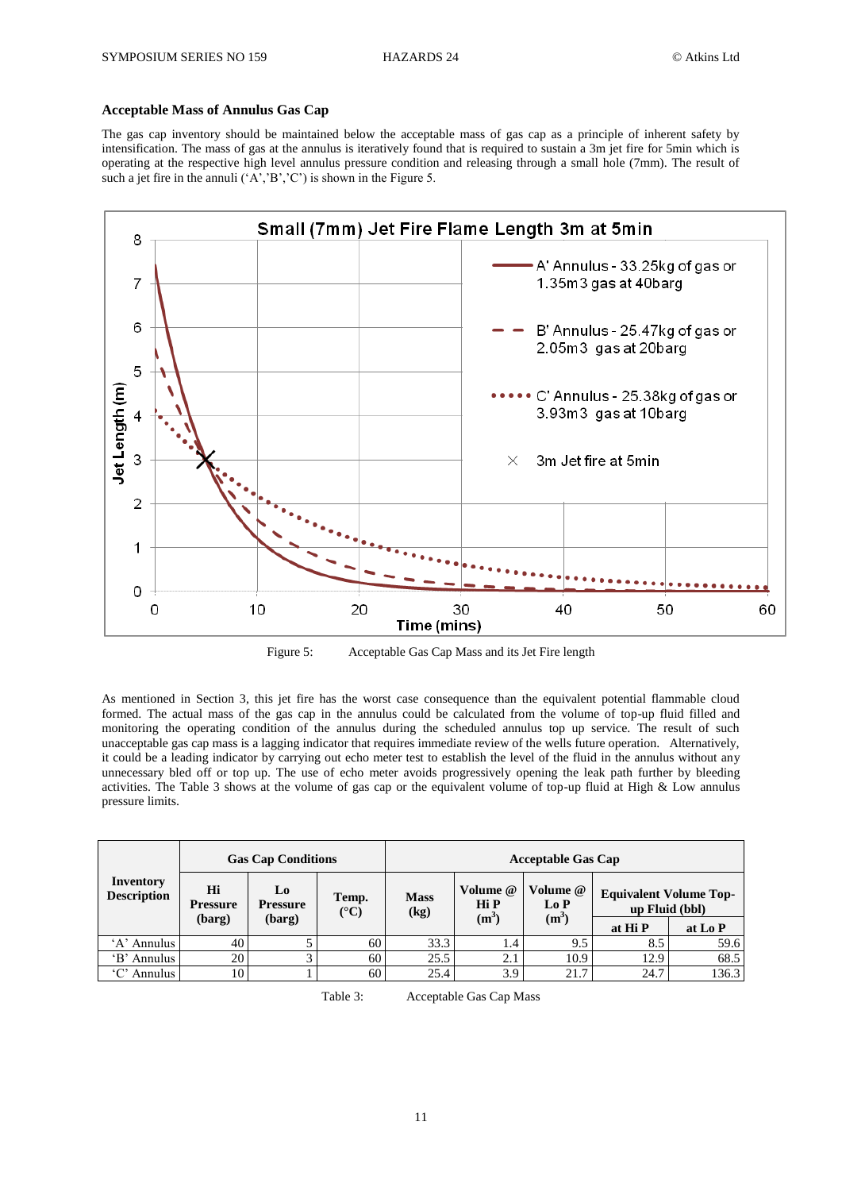### Acceptable Mass of Annulus Gas Cap

The gas cap inventory should be maintained below the acceptable mass of gas cap as a principle of inherent safety by intensification. The mass of gas at the annulus is iteratively found that is required to sustain a 3m jet fire for 5min which is operating at the respective high level annulus pressure condition and releasing through a small hole (7mm). The result of such a jet fire in the annuli ('A','B','C') is shown in the Figure 5.

Figure 5: Acceptable Gas Cap Mass and its Jet Fire length

As mentioned in Section 3, this jet fire has the worst case consequence than the equivalent potential flammable cloud formed. The actual mass of the gas cap in the annulus could be calculated from the volume of top-up fluid filled and monitoring the operating condition of the annulus during the scheduled annulus top up service. The result of such unacceptable gas cap mass is a lagging indicator that requires immediate review of the wells future operation. Alternatively, it could be a leading indicator by carrying out echo meter test to establish the level of the fluid in the annulus without any unnecessary bled off or top up. The use of echo meter avoids progressively opening the leak path further by bleeding activities. The Table 3 shows at the volume of gas cap or the equivalent volume of top-up fluid at High & Low annulus pressure limits.

| Inventory Description | Gas Cap Conditions | | | Acceptable Gas Cap | | | | |
|---|---|---|---|---|---|---|---|---|
| | Hi Pressure (barg) | Lo Pressure (barg) | Temp. (°C) | Mass (kg) | Volume @ Hi P ($m^3$) | Volume @ Lo P ($m^3$) | Equivalent Volume Top-up Fluid (bbl) | |
| | | | | | | | at Hi P | at Lo P |
| 'A' Annulus | 40 | 5 | 60 | 33.3 | 1.4 | 9.5 | 8.5 | 59.6 |
| 'B' Annulus | 20 | 3 | 60 | 25.5 | 2.1 | 10.9 | 12.9 | 68.5 |
| 'C' Annulus | 10 | 1 | 60 | 25.4 | 3.9 | 21.7 | 24.7 | 136.3 |

Table 3: Acceptable Gas Cap Mass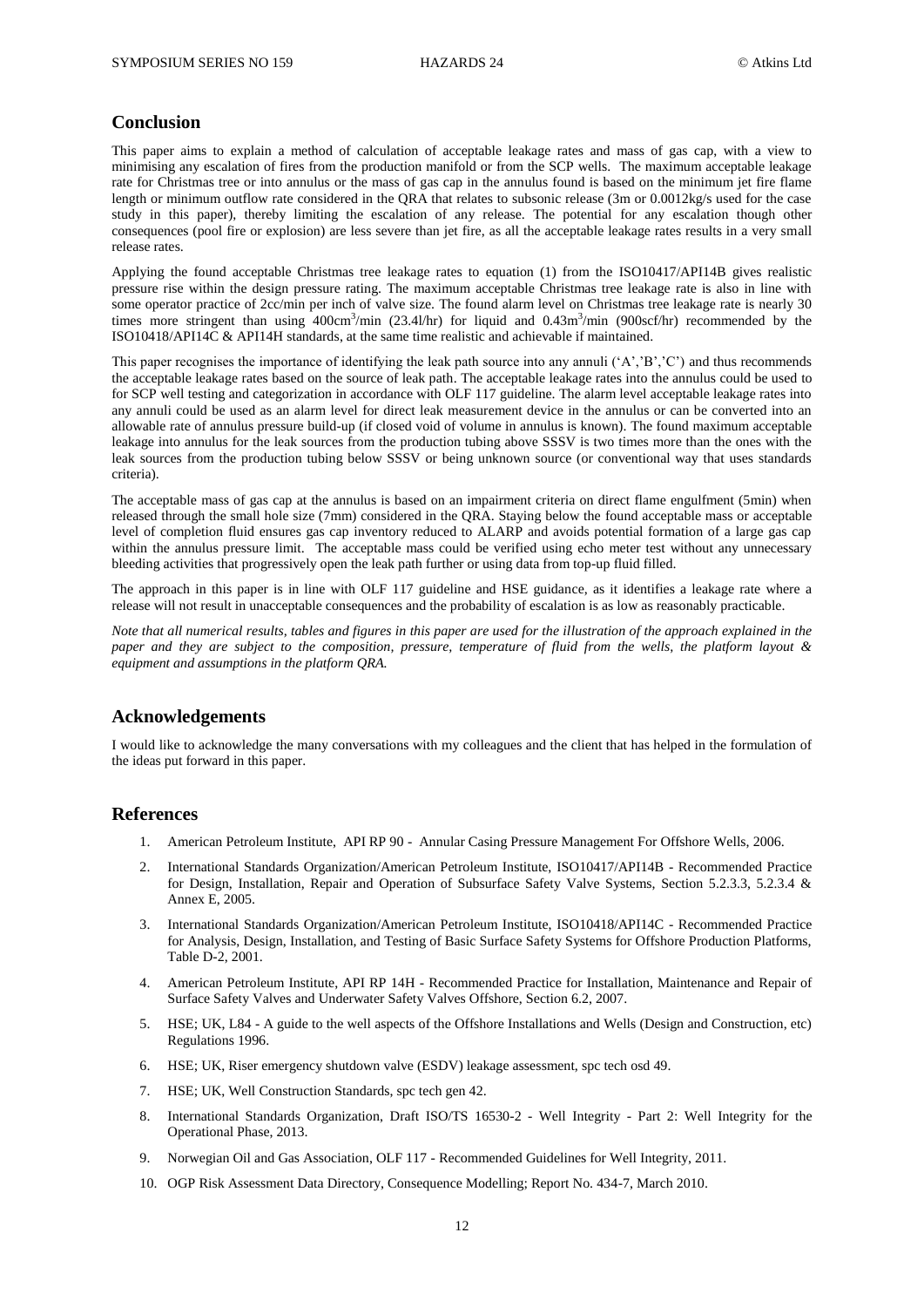## Conclusion

This paper aims to explain a method of calculation of acceptable leakage rates and mass of gas cap, with a view to minimising any escalation of fires from the production manifold or from the SCP wells. The maximum acceptable leakage rate for Christmas tree or into annulus or the mass of gas cap in the annulus found is based on the minimum jet fire flame length or minimum outflow rate considered in the QRA that relates to subsonic release (3m or 0.0012kg/s used for the case study in this paper), thereby limiting the escalation of any release. The potential for any escalation though other consequences (pool fire or explosion) are less severe than jet fire, as all the acceptable leakage rates results in a very small release rates.

Applying the found acceptable Christmas tree leakage rates to equation (1) from the ISO10417/API14B gives realistic pressure rise within the design pressure rating. The maximum acceptable Christmas tree leakage rate is also in line with some operator practice of 2cc/min per inch of valve size. The found alarm level on Christmas tree leakage rate is nearly 30 times more stringent than using 400cm$^3$/min (23.4l/hr) for liquid and 0.43m$^3$/min (900scf/hr) recommended by the ISO10418/API14C & API14H standards, at the same time realistic and achievable if maintained.

This paper recognises the importance of identifying the leak path source into any annuli ('A','B','C') and thus recommends the acceptable leakage rates based on the source of leak path. The acceptable leakage rates into the annulus could be used to for SCP well testing and categorization in accordance with OLF 117 guideline. The alarm level acceptable leakage rates into any annuli could be used as an alarm level for direct leak measurement device in the annulus or can be converted into an allowable rate of annulus pressure build-up (if closed void of volume in annulus is known). The found maximum acceptable leakage into annulus for the leak sources from the production tubing above SSSV is two times more than the ones with the leak sources from the production tubing below SSSV or being unknown source (or conventional way that uses standards criteria).

The acceptable mass of gas cap at the annulus is based on an impairment criteria on direct flame engulfment (5min) when released through the small hole size (7mm) considered in the QRA. Staying below the found acceptable mass or acceptable level of completion fluid ensures gas cap inventory reduced to ALARP and avoids potential formation of a large gas cap within the annulus pressure limit. The acceptable mass could be verified using echo meter test without any unnecessary bleeding activities that progressively open the leak path further or using data from top-up fluid filled.

The approach in this paper is in line with OLF 117 guideline and HSE guidance, as it identifies a leakage rate where a release will not result in unacceptable consequences and the probability of escalation is as low as reasonably practicable.

*Note that all numerical results, tables and figures in this paper are used for the illustration of the approach explained in the paper and they are subject to the composition, pressure, temperature of fluid from the wells, the platform layout & equipment and assumptions in the platform QRA.*

## Acknowledgements

I would like to acknowledge the many conversations with my colleagues and the client that has helped in the formulation of the ideas put forward in this paper.

## References

1. American Petroleum Institute, API RP 90 - Annular Casing Pressure Management For Offshore Wells, 2006.
2. International Standards Organization/American Petroleum Institute, ISO10417/API14B - Recommended Practice for Design, Installation, Repair and Operation of Subsurface Safety Valve Systems, Section 5.2.3.3, 5.2.3.4 & Annex E, 2005.
3. International Standards Organization/American Petroleum Institute, ISO10418/API14C - Recommended Practice for Analysis, Design, Installation, and Testing of Basic Surface Safety Systems for Offshore Production Platforms, Table D-2, 2001.
4. American Petroleum Institute, API RP 14H - Recommended Practice for Installation, Maintenance and Repair of Surface Safety Valves and Underwater Safety Valves Offshore, Section 6.2, 2007.
5. HSE; UK, L84 - A guide to the well aspects of the Offshore Installations and Wells (Design and Construction, etc) Regulations 1996.
6. HSE; UK, Riser emergency shutdown valve (ESDV) leakage assessment, spc tech osd 49.
7. HSE; UK, Well Construction Standards, spc tech gen 42.
8. International Standards Organization, Draft ISO/TS 16530-2 - Well Integrity - Part 2: Well Integrity for the Operational Phase, 2013.
9. Norwegian Oil and Gas Association, OLF 117 - Recommended Guidelines for Well Integrity, 2011.
10. OGP Risk Assessment Data Directory, Consequence Modelling; Report No. 434-7, March 2010.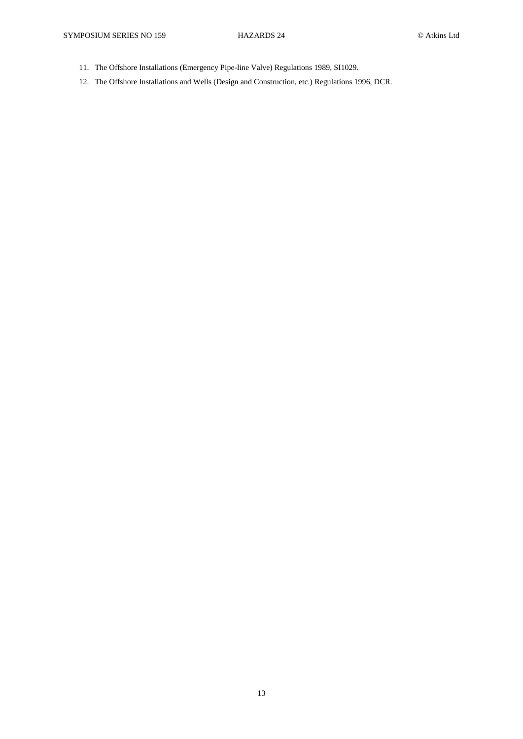11. The Offshore Installations (Emergency Pipe-line Valve) Regulations 1989, SI1029.
12. The Offshore Installations and Wells (Design and Construction, etc.) Regulations 1996, DCR.